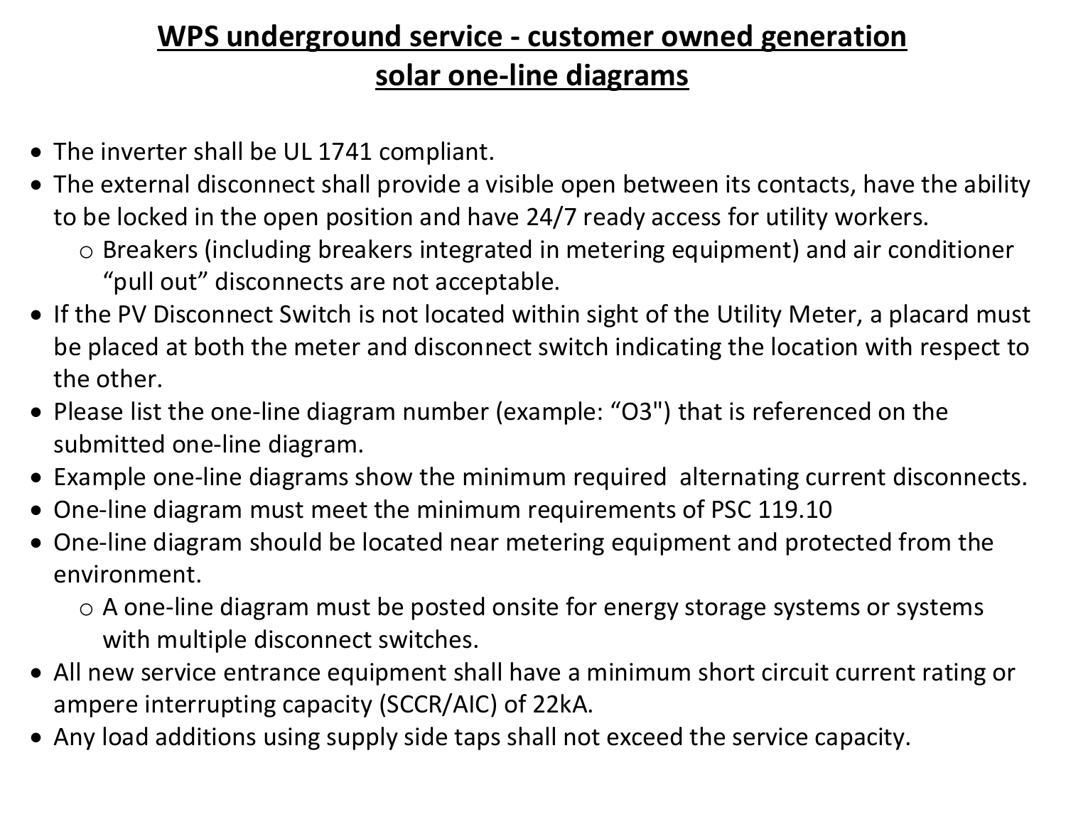# WPS underground service - customer owned generation solar one-line diagrams

- The inverter shall be UL 1741 compliant.
- The external disconnect shall provide a visible open between its contacts, have the ability to be locked in the open position and have 24/7 ready access for utility workers.
  - Breakers (including breakers integrated in metering equipment) and air conditioner "pull out" disconnects are not acceptable.
- If the PV Disconnect Switch is not located within sight of the Utility Meter, a placard must be placed at both the meter and disconnect switch indicating the location with respect to the other.
- Please list the one-line diagram number (example: "O3") that is referenced on the submitted one-line diagram.
- Example one-line diagrams show the minimum required alternating current disconnects.
- One-line diagram must meet the minimum requirements of PSC 119.10
- One-line diagram should be located near metering equipment and protected from the environment.
  - A one-line diagram must be posted onsite for energy storage systems or systems with multiple disconnect switches.
- All new service entrance equipment shall have a minimum short circuit current rating or ampere interrupting capacity (SCCR/AIC) of 22kA.
- Any load additions using supply side taps shall not exceed the service capacity.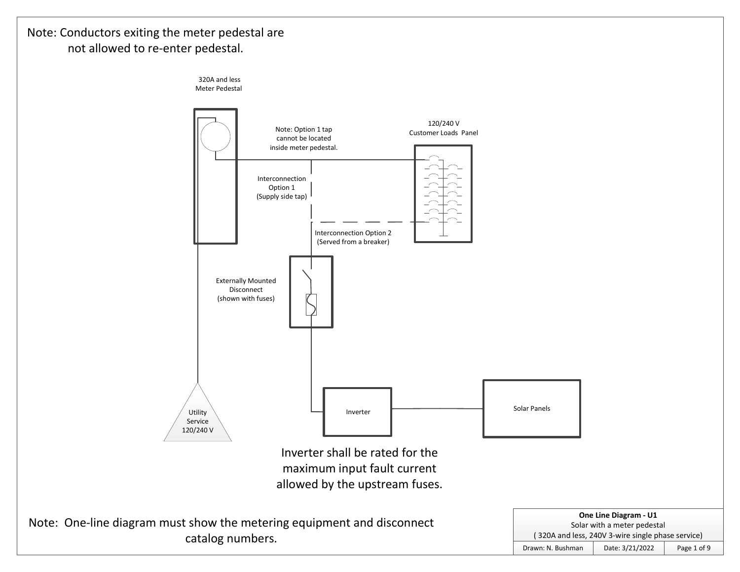Note: Conductors exiting the meter pedestal are not allowed to re-enter pedestal.

320A and less
Meter Pedestal

Note: Option 1 tap cannot be located inside meter pedestal.

120/240 V
Customer Loads Panel

Interconnection Option 1
(Supply side tap)

Interconnection Option 2
(Served from a breaker)

Externally Mounted Disconnect
(shown with fuses)

Utility Service
120/240 V

Inverter

Solar Panels

Inverter shall be rated for the maximum input fault current allowed by the upstream fuses.

Note: One-line diagram must show the metering equipment and disconnect catalog numbers.

| One Line Diagram - U1 | | |
|---|---|---|
| Solar with a meter pedestal (320A and less, 240V 3-wire single phase service) | | |
| Drawn: N. Bushman | Date: 3/21/2022 | Page 1 of 9 |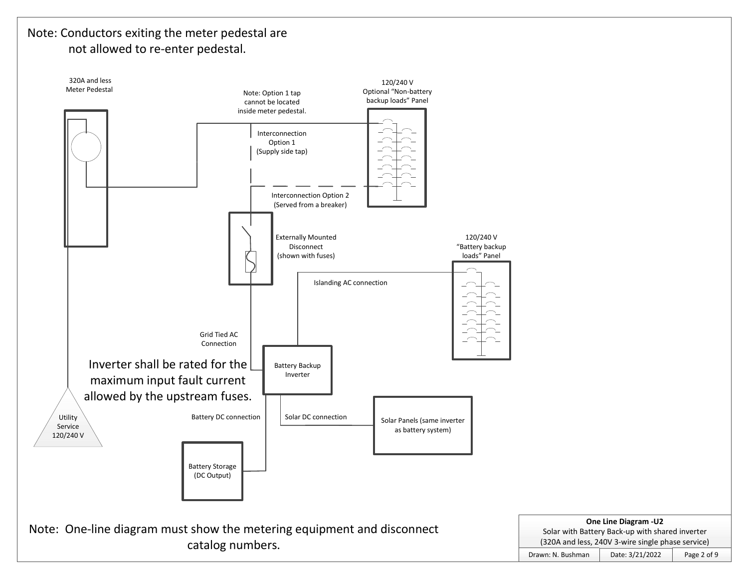Note: Conductors exiting the meter pedestal are not allowed to re-enter pedestal.

320A and less Meter Pedestal

Note: Option 1 tap cannot be located inside meter pedestal.

120/240 V Optional "Non-battery backup loads" Panel

Interconnection Option 1 (Supply side tap)

Interconnection Option 2 (Served from a breaker)

Externally Mounted Disconnect (shown with fuses)

120/240 V "Battery backup loads" Panel

Islanding AC connection

Grid Tied AC Connection

Inverter shall be rated for the maximum input fault current allowed by the upstream fuses.

Battery Backup Inverter

Utility Service 120/240 V

Battery DC connection

Solar DC connection

Solar Panels (same inverter as battery system)

Battery Storage (DC Output)

Note: One-line diagram must show the metering equipment and disconnect catalog numbers.

| **One Line Diagram -U2** | | |
|---|---|---|
| Solar with Battery Back-up with shared inverter (320A and less, 240V 3-wire single phase service) | | |
| Drawn: N. Bushman | Date: 3/21/2022 | Page 2 of 9 |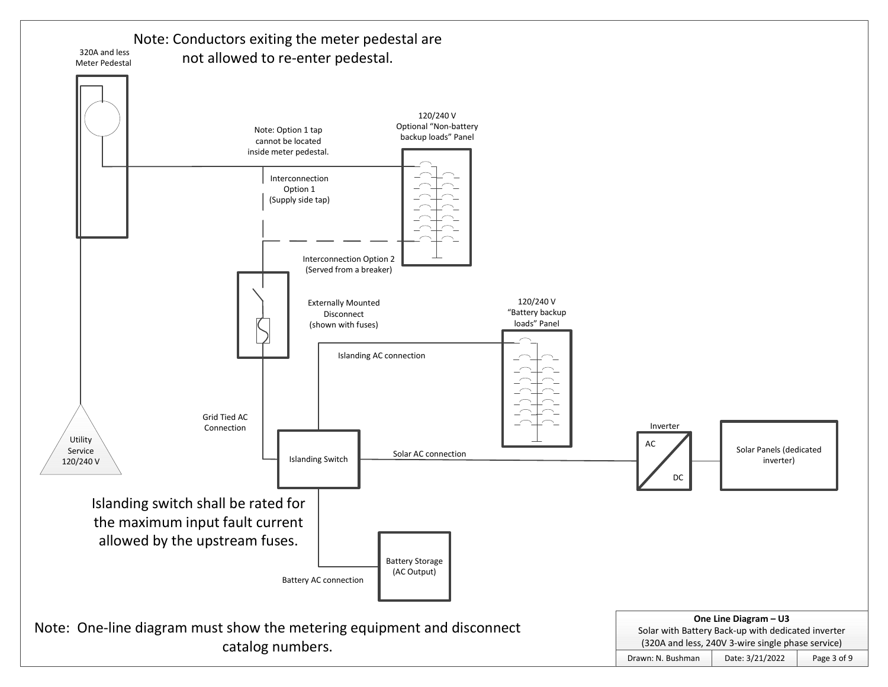Note: Conductors exiting the meter pedestal are not allowed to re-enter pedestal.

320A and less Meter Pedestal

Note: Option 1 tap cannot be located inside meter pedestal.

120/240 V Optional "Non-battery backup loads" Panel

Interconnection Option 1 (Supply side tap)

Interconnection Option 2 (Served from a breaker)

Externally Mounted Disconnect (shown with fuses)

120/240 V "Battery backup loads" Panel

Islanding AC connection

Grid Tied AC Connection

Utility Service 120/240 V

Islanding Switch

Solar AC connection

Inverter

AC

DC

Solar Panels (dedicated inverter)

Islanding switch shall be rated for the maximum input fault current allowed by the upstream fuses.

Battery Storage (AC Output)

Battery AC connection

Note: One-line diagram must show the metering equipment and disconnect catalog numbers.

| **One Line Diagram – U3** | | |
|---|---|---|
| Solar with Battery Back-up with dedicated inverter (320A and less, 240V 3-wire single phase service) | | |
| Drawn: N. Bushman | Date: 3/21/2022 | Page 3 of 9 |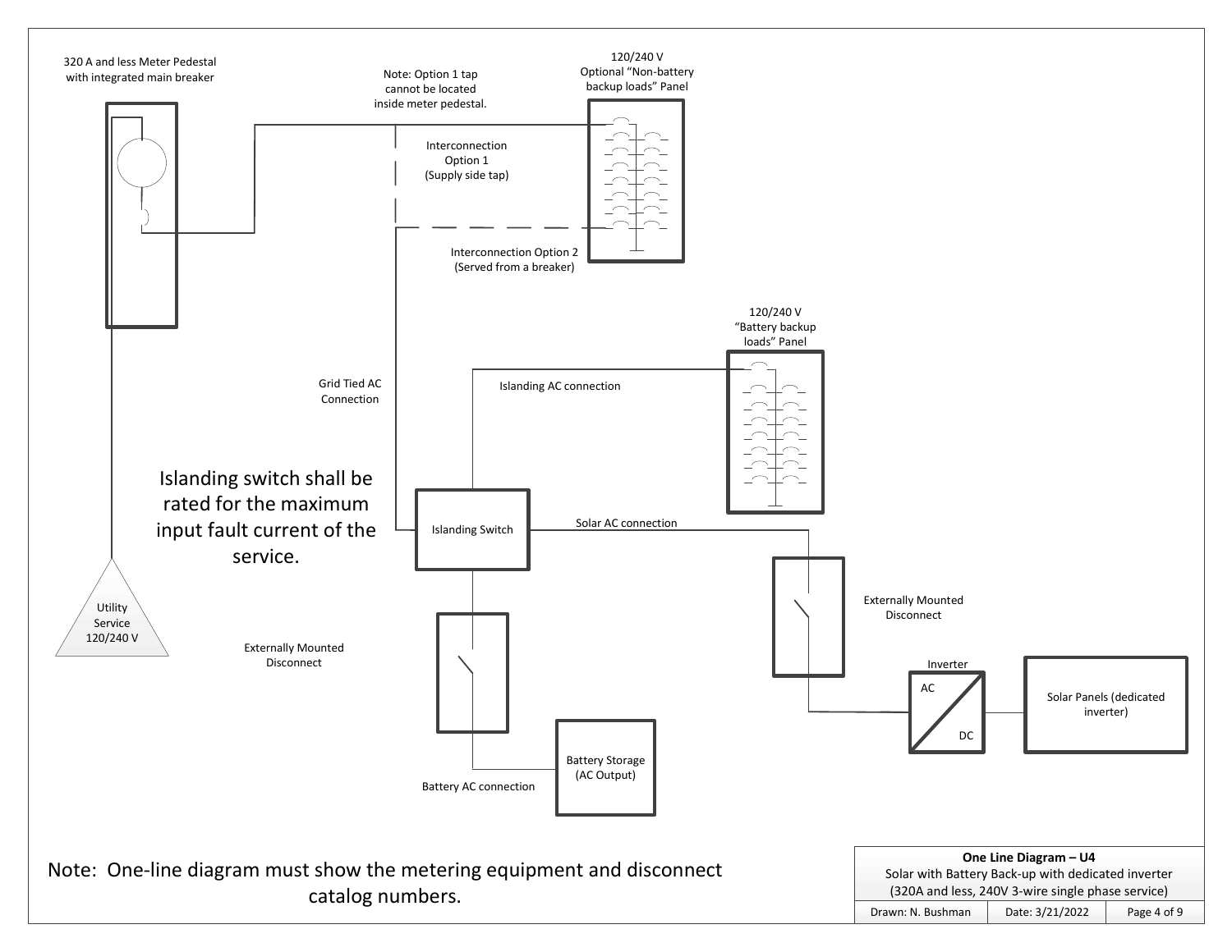320 A and less Meter Pedestal with integrated main breaker

Note: Option 1 tap cannot be located inside meter pedestal.

120/240 V Optional "Non-battery backup loads" Panel

Interconnection Option 1 (Supply side tap)

Interconnection Option 2 (Served from a breaker)

120/240 V "Battery backup loads" Panel

Grid Tied AC Connection

Islanding AC connection

Islanding switch shall be rated for the maximum input fault current of the service.

Islanding Switch

Solar AC connection

Utility Service 120/240 V

Externally Mounted Disconnect

Externally Mounted Disconnect

Inverter

AC

DC

Solar Panels (dedicated inverter)

Battery Storage (AC Output)

Battery AC connection

Note: One-line diagram must show the metering equipment and disconnect catalog numbers.

| **One Line Diagram – U4**<br>Solar with Battery Back-up with dedicated inverter<br>(320A and less, 240V 3-wire single phase service) | | |
|---|---|---|
| Drawn: N. Bushman | Date: 3/21/2022 | Page 4 of 9 |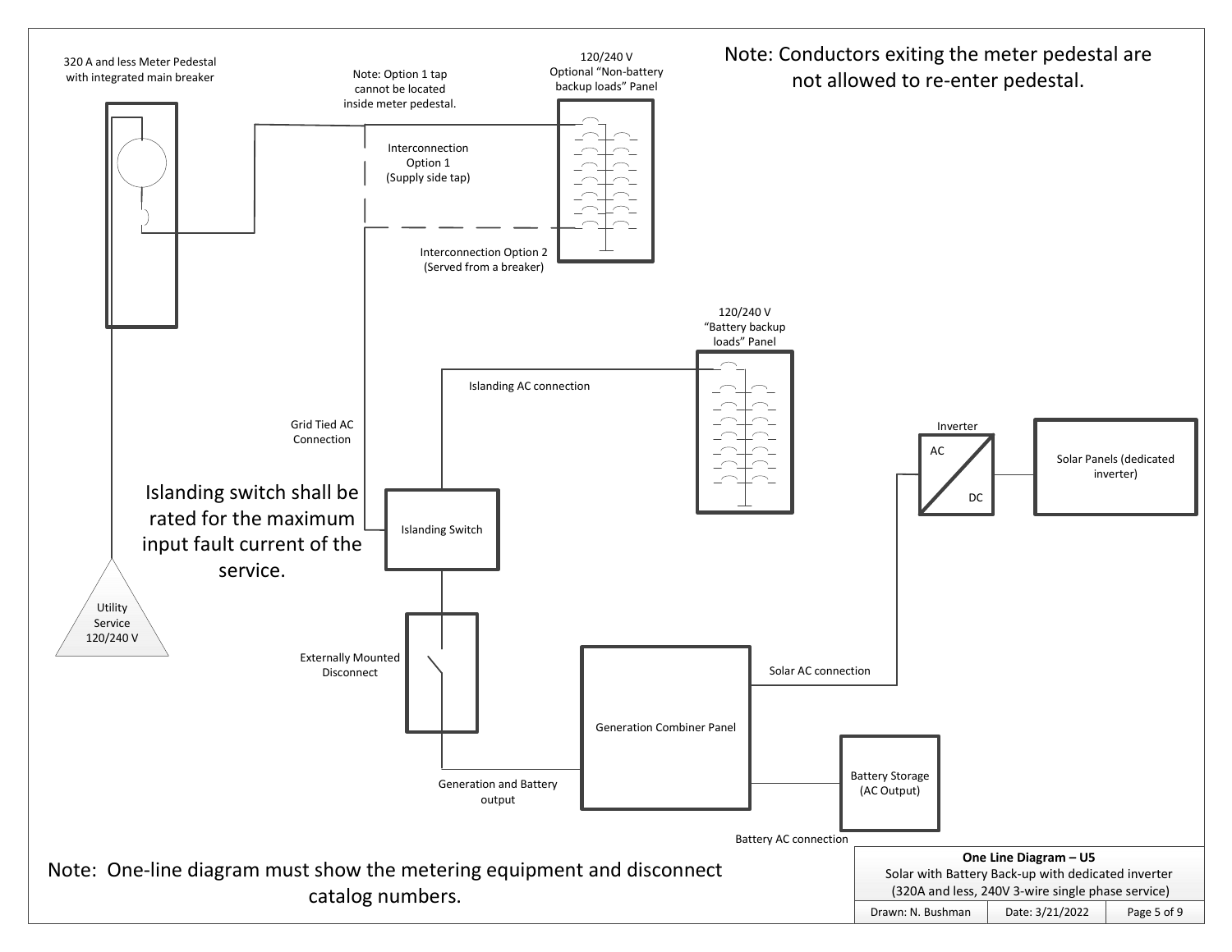320 A and less Meter Pedestal with integrated main breaker

Note: Option 1 tap cannot be located inside meter pedestal.

120/240 V Optional "Non-battery backup loads" Panel

Note: Conductors exiting the meter pedestal are not allowed to re-enter pedestal.

Interconnection Option 1 (Supply side tap)

Interconnection Option 2 (Served from a breaker)

120/240 V "Battery backup loads" Panel

Islanding AC connection

Grid Tied AC Connection

Inverter

AC

DC

Solar Panels (dedicated inverter)

Islanding switch shall be rated for the maximum input fault current of the service.

Islanding Switch

Utility Service 120/240 V

Externally Mounted Disconnect

Solar AC connection

Generation Combiner Panel

Generation and Battery output

Battery Storage (AC Output)

Battery AC connection

Note: One-line diagram must show the metering equipment and disconnect catalog numbers.

| **One Line Diagram – U5** Solar with Battery Back-up with dedicated inverter (320A and less, 240V 3-wire single phase service) | | |
|---|---|---|
| Drawn: N. Bushman | Date: 3/21/2022 | Page 5 of 9 |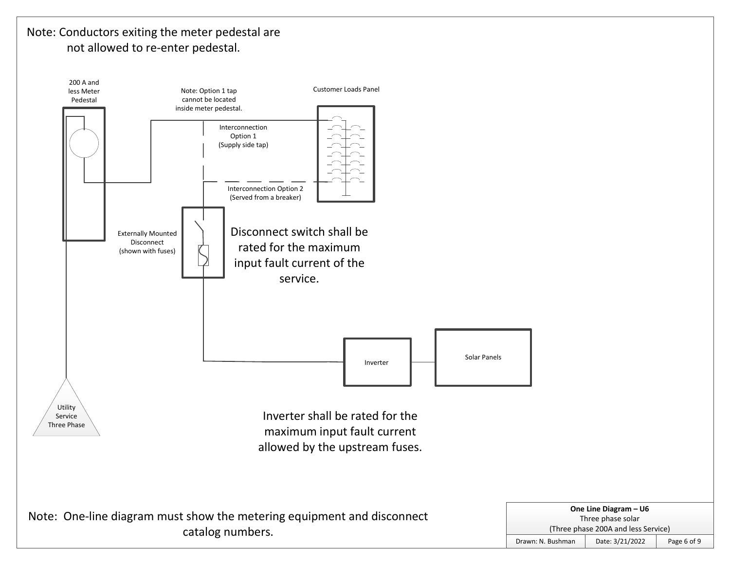Note: Conductors exiting the meter pedestal are not allowed to re-enter pedestal.

200 A and less Meter Pedestal

Note: Option 1 tap cannot be located inside meter pedestal.

Customer Loads Panel

Interconnection Option 1 (Supply side tap)

Interconnection Option 2 (Served from a breaker)

Externally Mounted Disconnect (shown with fuses)

Disconnect switch shall be rated for the maximum input fault current of the service.

Inverter

Solar Panels

Utility Service Three Phase

Inverter shall be rated for the maximum input fault current allowed by the upstream fuses.

Note: One-line diagram must show the metering equipment and disconnect catalog numbers.

| **One Line Diagram – U6**<br>Three phase solar<br>(Three phase 200A and less Service) | | |
|---|---|---|
| Drawn: N. Bushman | Date: 3/21/2022 | Page 6 of 9 |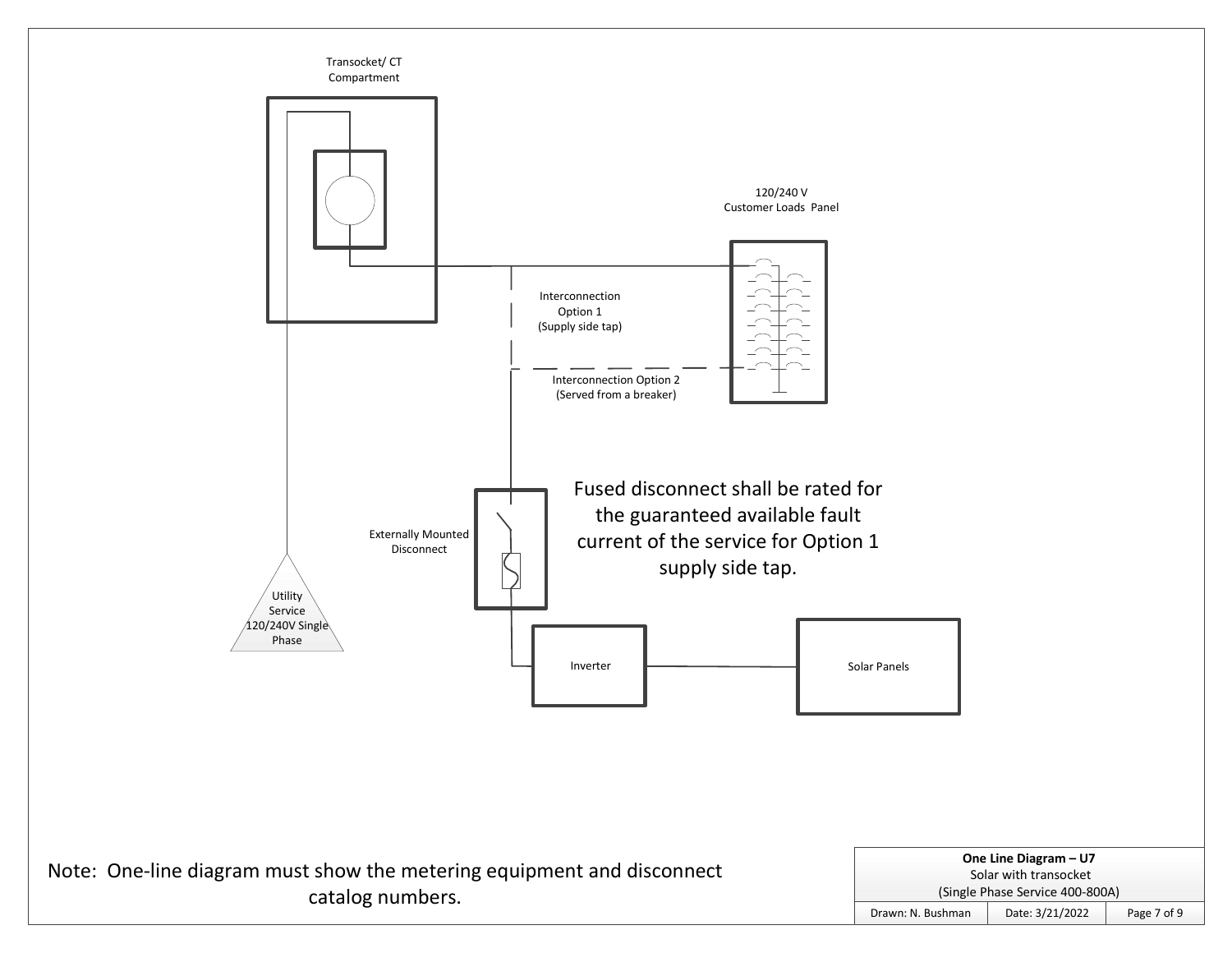Transocket/ CT Compartment

120/240 V Customer Loads Panel

Interconnection Option 1 (Supply side tap)

Interconnection Option 2 (Served from a breaker)

Externally Mounted Disconnect

Fused disconnect shall be rated for the guaranteed available fault current of the service for Option 1 supply side tap.

Utility Service 120/240V Single Phase

Inverter

Solar Panels

Note: One-line diagram must show the metering equipment and disconnect catalog numbers.

| **One Line Diagram – U7**<br>Solar with transocket<br>(Single Phase Service 400-800A) | | |
|---|---|---|
| Drawn: N. Bushman | Date: 3/21/2022 | Page 7 of 9 |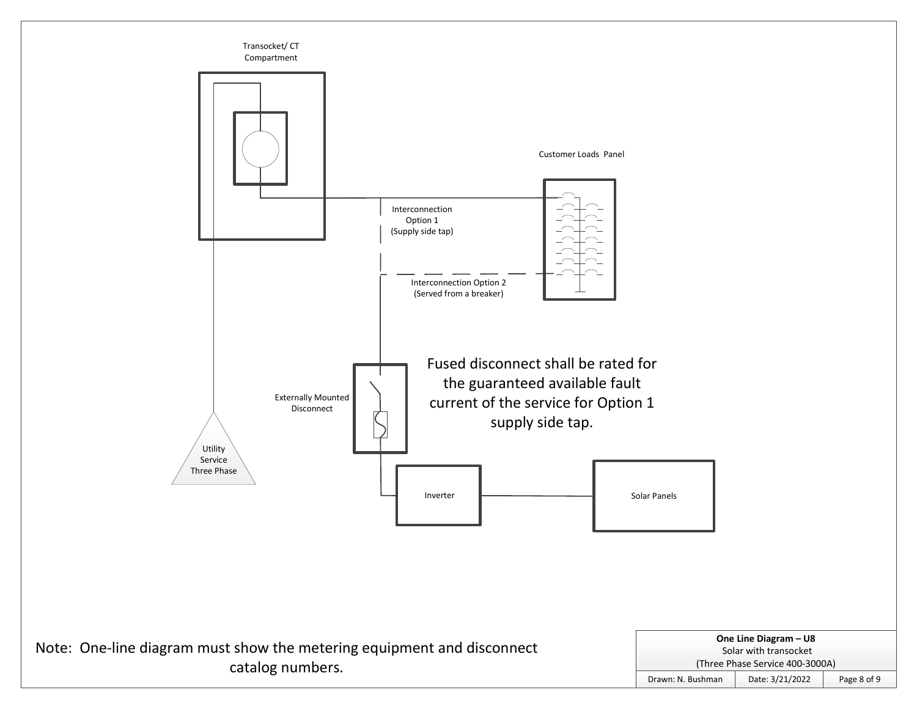Transocket/ CT Compartment

Customer Loads Panel

Interconnection Option 1 (Supply side tap)

Interconnection Option 2 (Served from a breaker)

Externally Mounted Disconnect

Fused disconnect shall be rated for the guaranteed available fault current of the service for Option 1 supply side tap.

Utility Service Three Phase

Inverter

Solar Panels

Note: One-line diagram must show the metering equipment and disconnect catalog numbers.

| **One Line Diagram – U8**<br>Solar with transocket<br>(Three Phase Service 400-3000A) | | |
|---|---|---|
| Drawn: N. Bushman | Date: 3/21/2022 | Page 8 of 9 |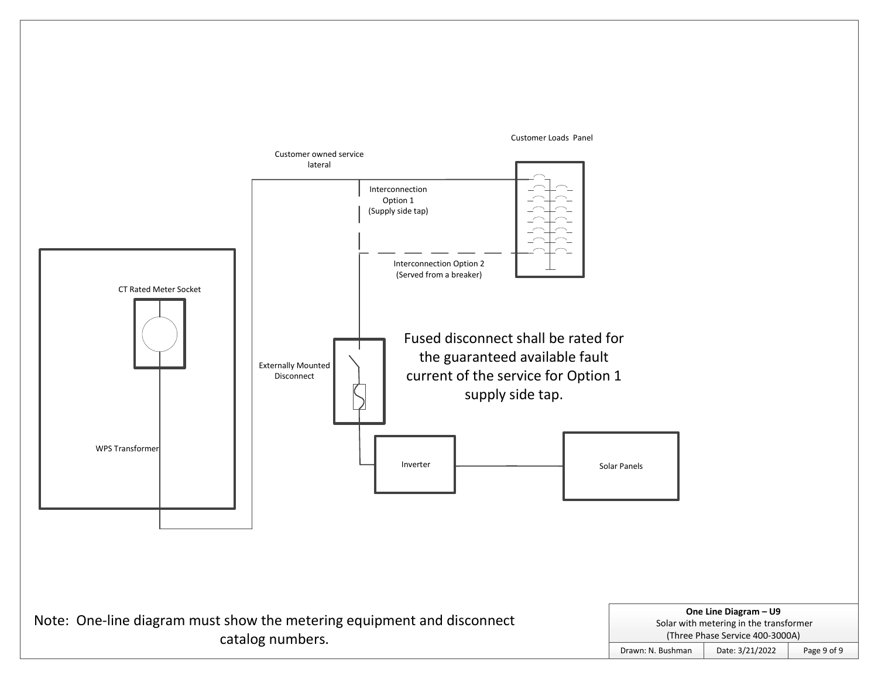Customer Loads Panel

Customer owned service lateral

Interconnection Option 1 (Supply side tap)

Interconnection Option 2 (Served from a breaker)

CT Rated Meter Socket

Externally Mounted Disconnect

Fused disconnect shall be rated for the guaranteed available fault current of the service for Option 1 supply side tap.

WPS Transformer

Inverter

Solar Panels

Note: One-line diagram must show the metering equipment and disconnect catalog numbers.

| | | |
|---|---|---|
| **One Line Diagram – U9**<br>Solar with metering in the transformer<br>(Three Phase Service 400-3000A) | | |
| Drawn: N. Bushman | Date: 3/21/2022 | Page 9 of 9 |